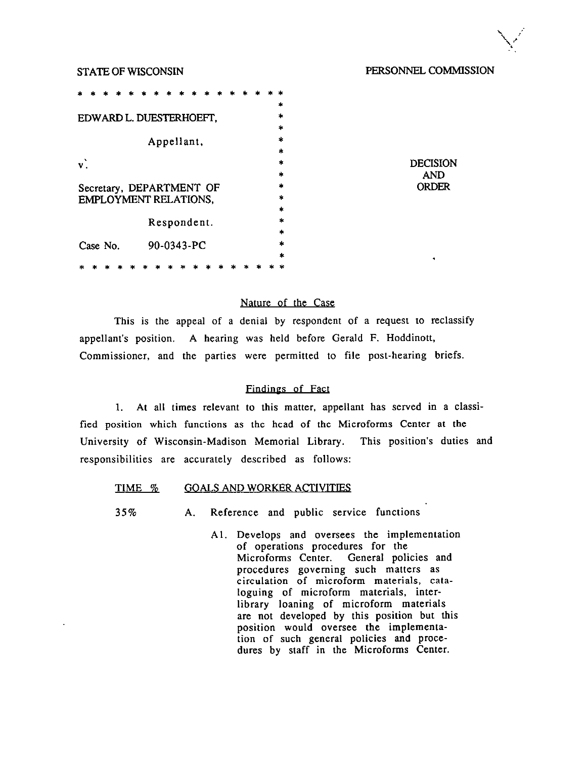STATE OF WISCONSIN PERSONNEL COMMISSION

EDWARD L. DUESTERHOEFT,

Appellant,

v.

Secretary, DEPARTMENT OF EMPLOYMENT RELATIONS,

Respondent.

Case No. 90-0343-PC

DECISION AND ORDER

## Nature of the Case

This is the appeal of a denial by respondent of a request to reclassify appellant's position. A hearing was held before Gerald F. Hoddinott, Commissioner, and the parties were permitted to file post-hearing briefs.

## Findings of Fact

1. At all times relevant to this matter, appellant has served in a classified position which functions as the head of the Microforms Center at the University of Wisconsin-Madison Memorial Library. This position's duties and responsibilities are accurately described as follows:

| TIME % | GOALS AND WORKER ACTIVITIES |
|---|---|
| 35% | A. Reference and public service functions |

A1. Develops and oversees the implementation of operations procedures for the Microforms Center. General policies and procedures governing such matters as circulation of microform materials, cataloguing of microform materials, interlibrary loaning of microform materials are not developed by this position but this position would oversee the implementation of such general policies and procedures by staff in the Microforms Center.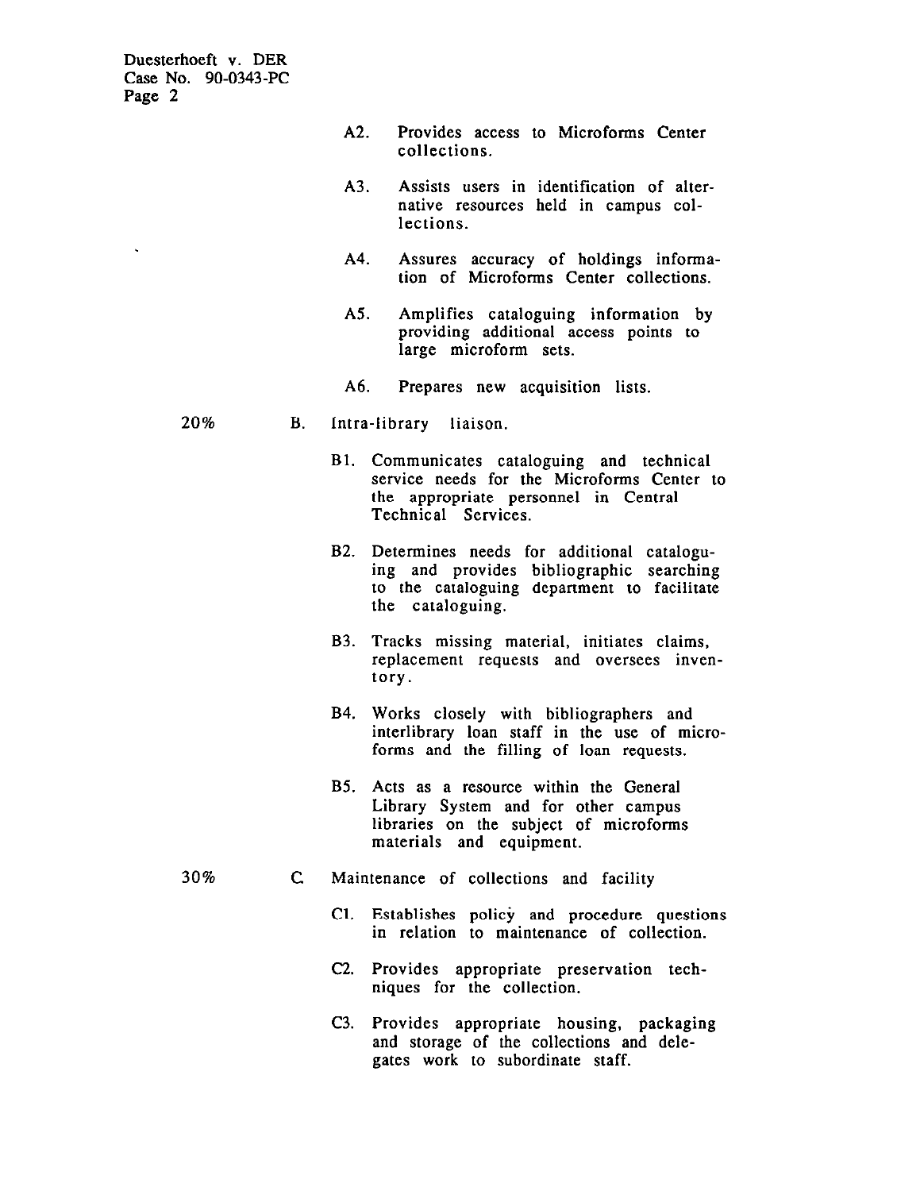A2. Provides access to Microforms Center collections.

A3. Assists users in identification of alternative resources held in campus collections.

A4. Assures accuracy of holdings information of Microforms Center collections.

A5. Amplifies cataloguing information by providing additional access points to large microform sets.

A6. Prepares new acquisition lists.

20% B. Intra-library liaison.

B1. Communicates cataloguing and technical service needs for the Microforms Center to the appropriate personnel in Central Technical Services.

B2. Determines needs for additional cataloguing and provides bibliographic searching to the cataloguing department to facilitate the cataloguing.

B3. Tracks missing material, initiates claims, replacement requests and oversees inventory.

B4. Works closely with bibliographers and interlibrary loan staff in the use of microforms and the filling of loan requests.

B5. Acts as a resource within the General Library System and for other campus libraries on the subject of microforms materials and equipment.

30% C Maintenance of collections and facility

C1. Establishes policy and procedure questions in relation to maintenance of collection.

C2. Provides appropriate preservation techniques for the collection.

C3. Provides appropriate housing, packaging and storage of the collections and delegates work to subordinate staff.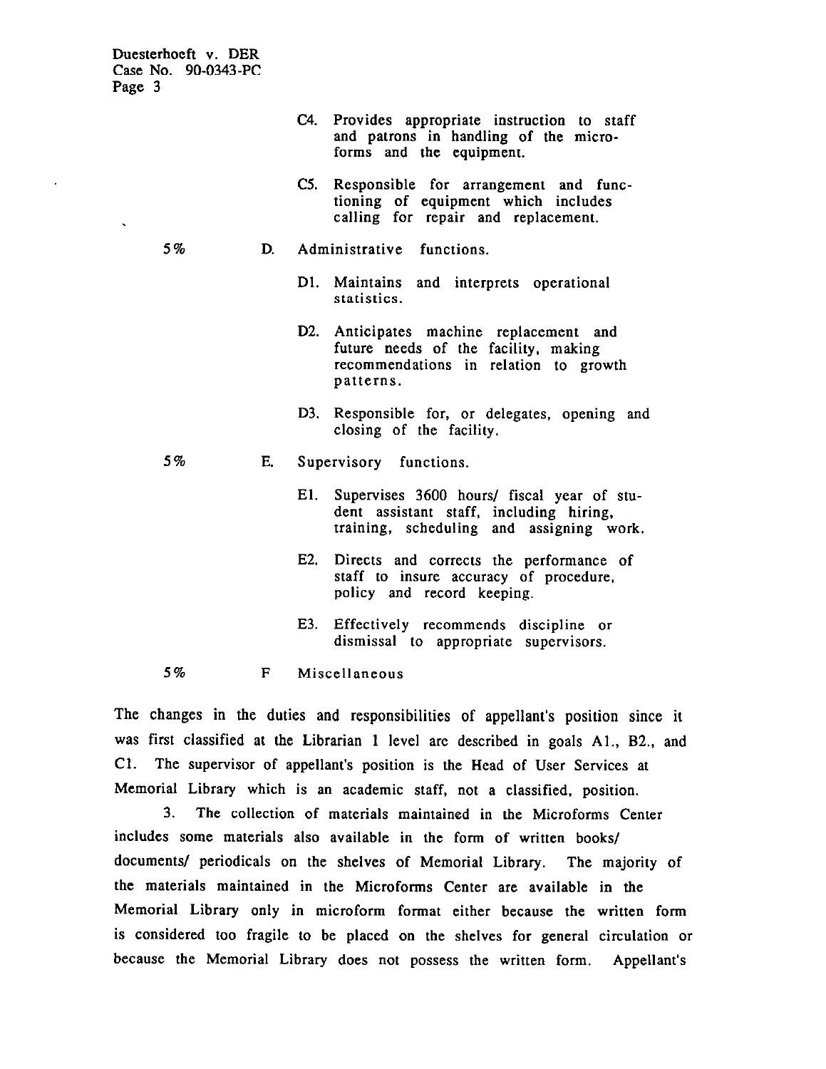C4. Provides appropriate instruction to staff and patrons in handling of the microforms and the equipment.

C5. Responsible for arrangement and functioning of equipment which includes calling for repair and replacement.

5% D. Administrative functions.

D1. Maintains and interprets operational statistics.

D2. Anticipates machine replacement and future needs of the facility, making recommendations in relation to growth patterns.

D3. Responsible for, or delegates, opening and closing of the facility.

5% E. Supervisory functions.

E1. Supervises 3600 hours/ fiscal year of student assistant staff, including hiring, training, scheduling and assigning work.

E2. Directs and corrects the performance of staff to insure accuracy of procedure, policy and record keeping.

E3. Effectively recommends discipline or dismissal to appropriate supervisors.

5% F Miscellaneous

The changes in the duties and responsibilities of appellant's position since it was first classified at the Librarian 1 level are described in goals A1., B2., and C1. The supervisor of appellant's position is the Head of User Services at Memorial Library which is an academic staff, not a classified, position.

3. The collection of materials maintained in the Microforms Center includes some materials also available in the form of written books/ documents/ periodicals on the shelves of Memorial Library. The majority of the materials maintained in the Microforms Center are available in the Memorial Library only in microform format either because the written form is considered too fragile to be placed on the shelves for general circulation or because the Memorial Library does not possess the written form. Appellant's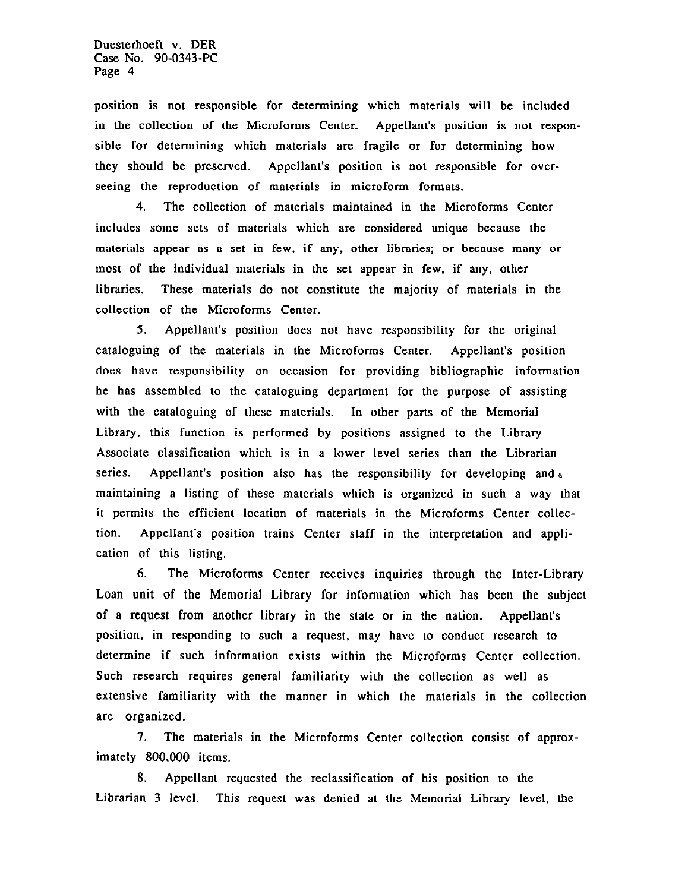position is not responsible for determining which materials will be included in the collection of the Microforms Center. Appellant's position is not responsible for determining which materials are fragile or for determining how they should be preserved. Appellant's position is not responsible for overseeing the reproduction of materials in microform formats.

4. The collection of materials maintained in the Microforms Center includes some sets of materials which are considered unique because the materials appear as a set in few, if any, other libraries; or because many or most of the individual materials in the set appear in few, if any, other libraries. These materials do not constitute the majority of materials in the collection of the Microforms Center.

5. Appellant's position does not have responsibility for the original cataloguing of the materials in the Microforms Center. Appellant's position does have responsibility on occasion for providing bibliographic information he has assembled to the cataloguing department for the purpose of assisting with the cataloguing of these materials. In other parts of the Memorial Library, this function is performed by positions assigned to the Library Associate classification which is in a lower level series than the Librarian series. Appellant's position also has the responsibility for developing and maintaining a listing of these materials which is organized in such a way that it permits the efficient location of materials in the Microforms Center collection. Appellant's position trains Center staff in the interpretation and application of this listing.

6. The Microforms Center receives inquiries through the Inter-Library Loan unit of the Memorial Library for information which has been the subject of a request from another library in the state or in the nation. Appellant's position, in responding to such a request, may have to conduct research to determine if such information exists within the Microforms Center collection. Such research requires general familiarity with the collection as well as extensive familiarity with the manner in which the materials in the collection are organized.

7. The materials in the Microforms Center collection consist of approximately 800,000 items.

8. Appellant requested the reclassification of his position to the Librarian 3 level. This request was denied at the Memorial Library level, the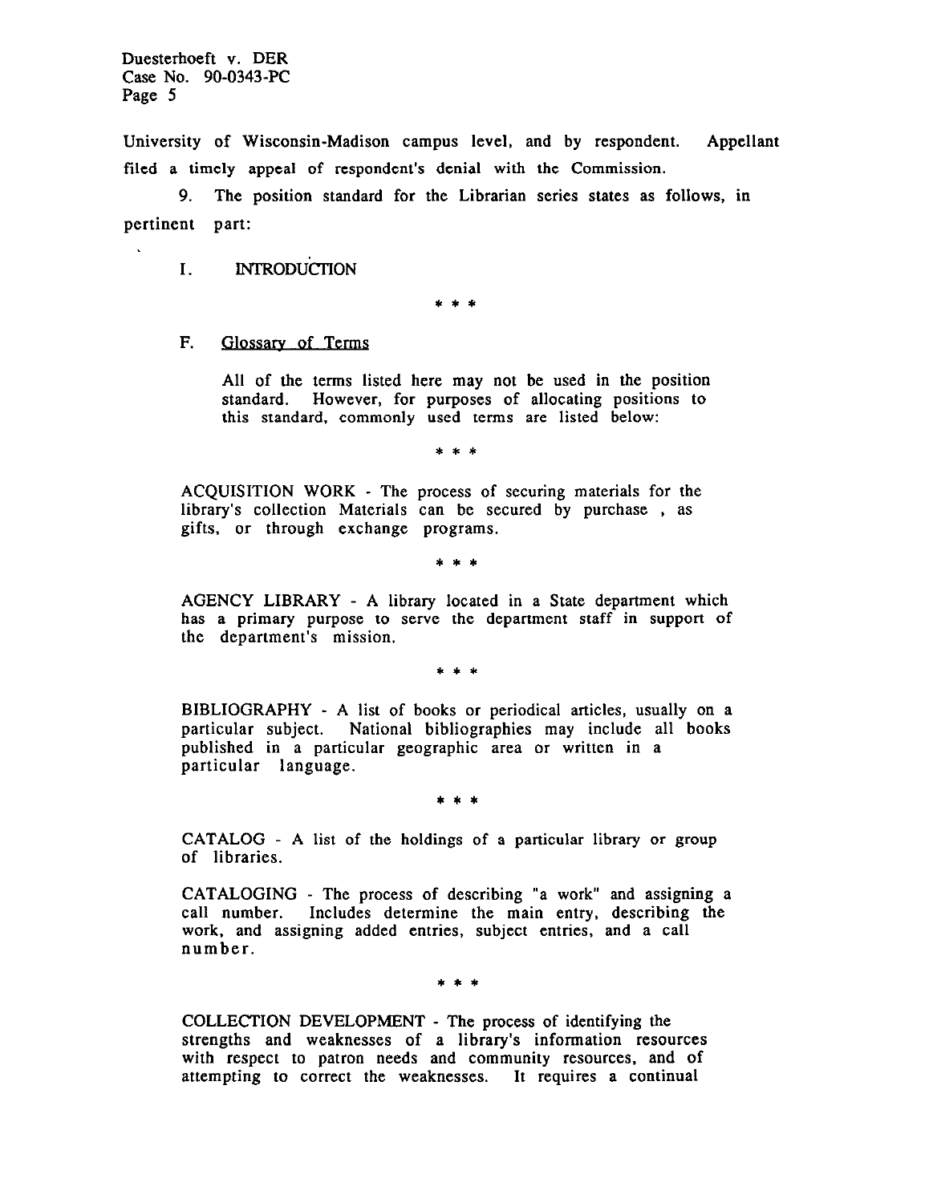University of Wisconsin-Madison campus level, and by respondent. Appellant filed a timely appeal of respondent's denial with the Commission.

9. The position standard for the Librarian series states as follows, in pertinent part:

I. INTRODUCTION

\* \* \*

F. Glossary of Terms

All of the terms listed here may not be used in the position standard. However, for purposes of allocating positions to this standard, commonly used terms are listed below:

\* \* \*

ACQUISITION WORK - The process of securing materials for the library's collection Materials can be secured by purchase , as gifts, or through exchange programs.

\* \* \*

AGENCY LIBRARY - A library located in a State department which has a primary purpose to serve the department staff in support of the department's mission.

\* \* \*

BIBLIOGRAPHY - A list of books or periodical articles, usually on a particular subject. National bibliographies may include all books published in a particular geographic area or written in a particular language.

\* \* \*

CATALOG - A list of the holdings of a particular library or group of libraries.

CATALOGING - The process of describing "a work" and assigning a call number. Includes determine the main entry, describing the work, and assigning added entries, subject entries, and a call number.

\* \* \*

COLLECTION DEVELOPMENT - The process of identifying the strengths and weaknesses of a library's information resources with respect to patron needs and community resources, and of attempting to correct the weaknesses. It requires a continual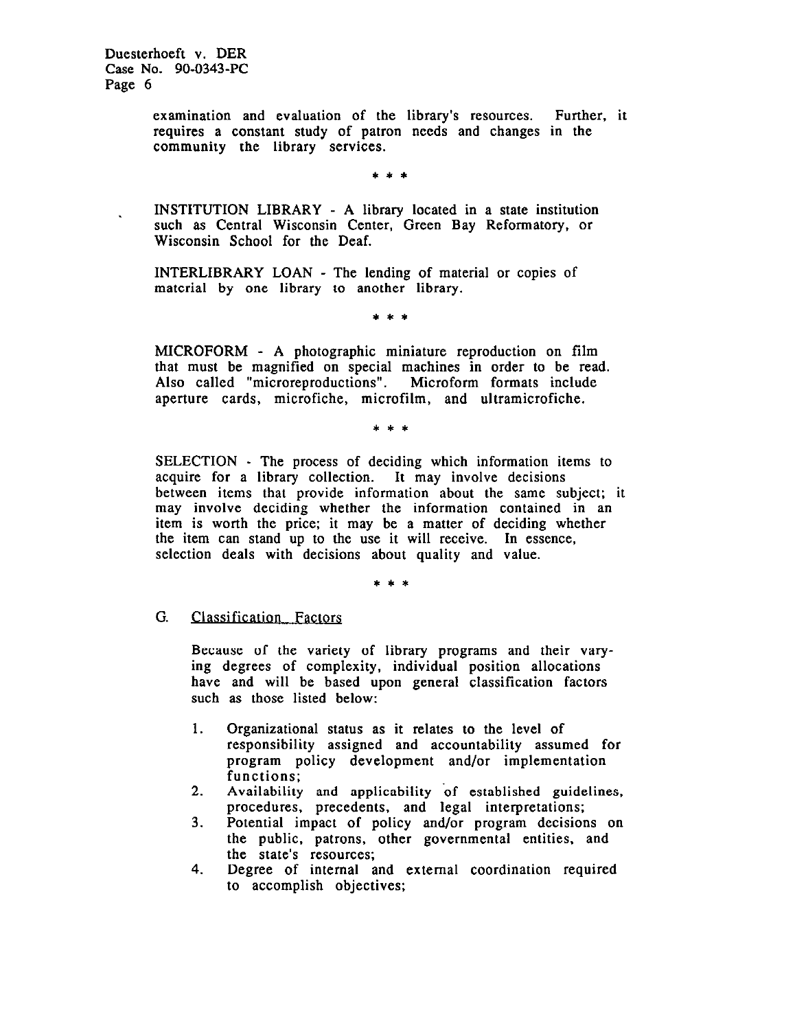examination and evaluation of the library's resources. Further, it requires a constant study of patron needs and changes in the community the library services.

\* \* \*

INSTITUTION LIBRARY - A library located in a state institution such as Central Wisconsin Center, Green Bay Reformatory, or Wisconsin School for the Deaf.

INTERLIBRARY LOAN - The lending of material or copies of material by one library to another library.

\* \* \*

MICROFORM - A photographic miniature reproduction on film that must be magnified on special machines in order to be read. Also called "microreproductions". Microform formats include aperture cards, microfiche, microfilm, and ultramicrofiche.

\* \* \*

SELECTION - The process of deciding which information items to acquire for a library collection. It may involve decisions between items that provide information about the same subject; it may involve deciding whether the information contained in an item is worth the price; it may be a matter of deciding whether the item can stand up to the use it will receive. In essence, selection deals with decisions about quality and value.

\* \* \*

G. Classification Factors

Because of the variety of library programs and their varying degrees of complexity, individual position allocations have and will be based upon general classification factors such as those listed below:

1. Organizational status as it relates to the level of responsibility assigned and accountability assumed for program policy development and/or implementation functions;
2. Availability and applicability of established guidelines, procedures, precedents, and legal interpretations;
3. Potential impact of policy and/or program decisions on the public, patrons, other governmental entities, and the state's resources;
4. Degree of internal and external coordination required to accomplish objectives;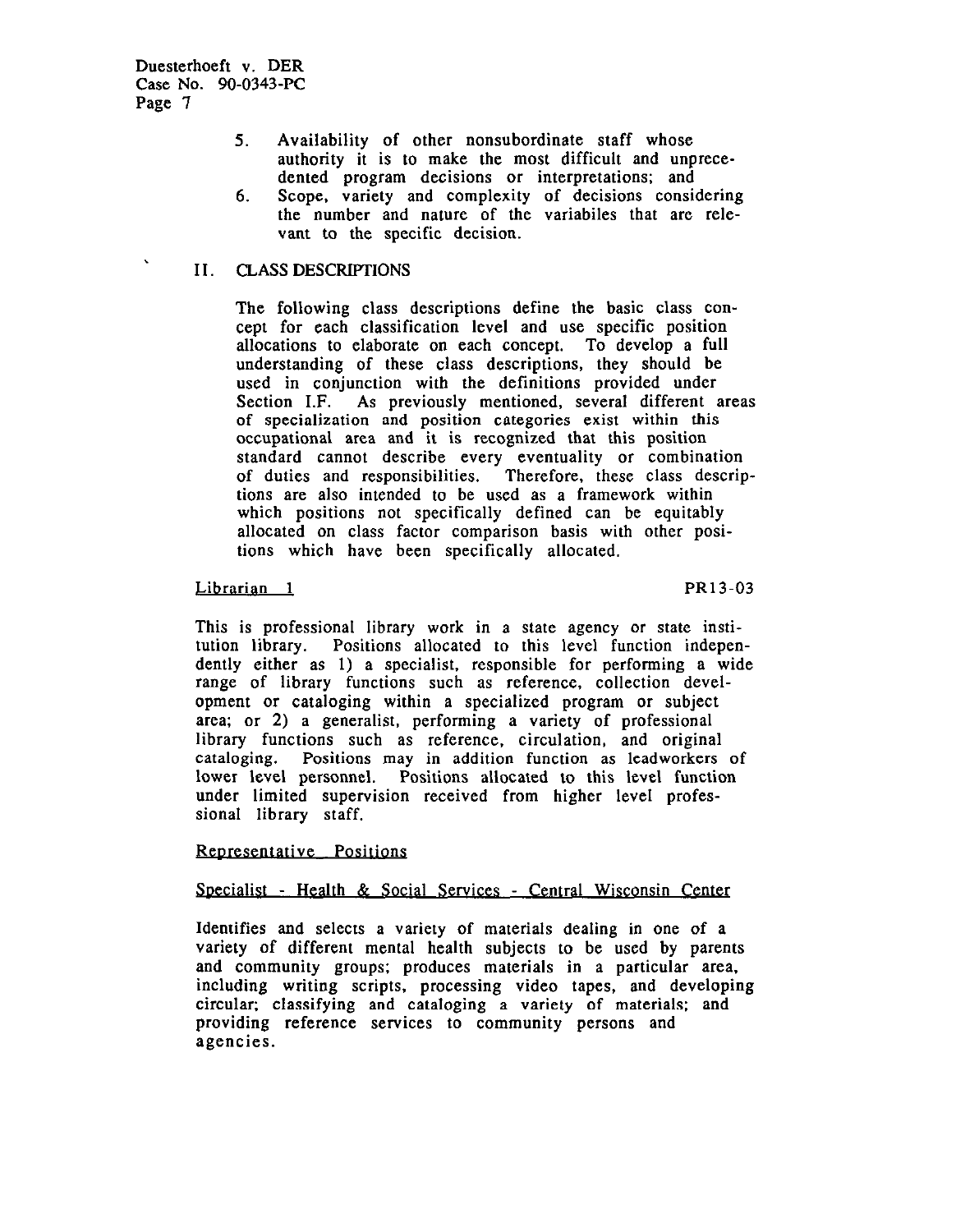5. Availability of other nonsubordinate staff whose authority it is to make the most difficult and unprecedented program decisions or interpretations; and
6. Scope, variety and complexity of decisions considering the number and nature of the variabiles that are relevant to the specific decision.

## II. CLASS DESCRIPTIONS

The following class descriptions define the basic class concept for each classification level and use specific position allocations to elaborate on each concept. To develop a full understanding of these class descriptions, they should be used in conjunction with the definitions provided under Section I.F. As previously mentioned, several different areas of specialization and position categories exist within this occupational area and it is recognized that this position standard cannot describe every eventuality or combination of duties and responsibilities. Therefore, these class descriptions are also intended to be used as a framework within which positions not specifically defined can be equitably allocated on class factor comparison basis with other positions which have been specifically allocated.

Librarian 1 PR13-03

This is professional library work in a state agency or state institution library. Positions allocated to this level function independently either as 1) a specialist, responsible for performing a wide range of library functions such as reference, collection development or cataloging within a specialized program or subject area; or 2) a generalist, performing a variety of professional library functions such as reference, circulation, and original cataloging. Positions may in addition function as leadworkers of lower level personnel. Positions allocated to this level function under limited supervision received from higher level professional library staff.

Representative Positions

Specialist - Health & Social Services - Central Wisconsin Center

Identifies and selects a variety of materials dealing in one of a variety of different mental health subjects to be used by parents and community groups; produces materials in a particular area, including writing scripts, processing video tapes, and developing circular; classifying and cataloging a variety of materials; and providing reference services to community persons and agencies.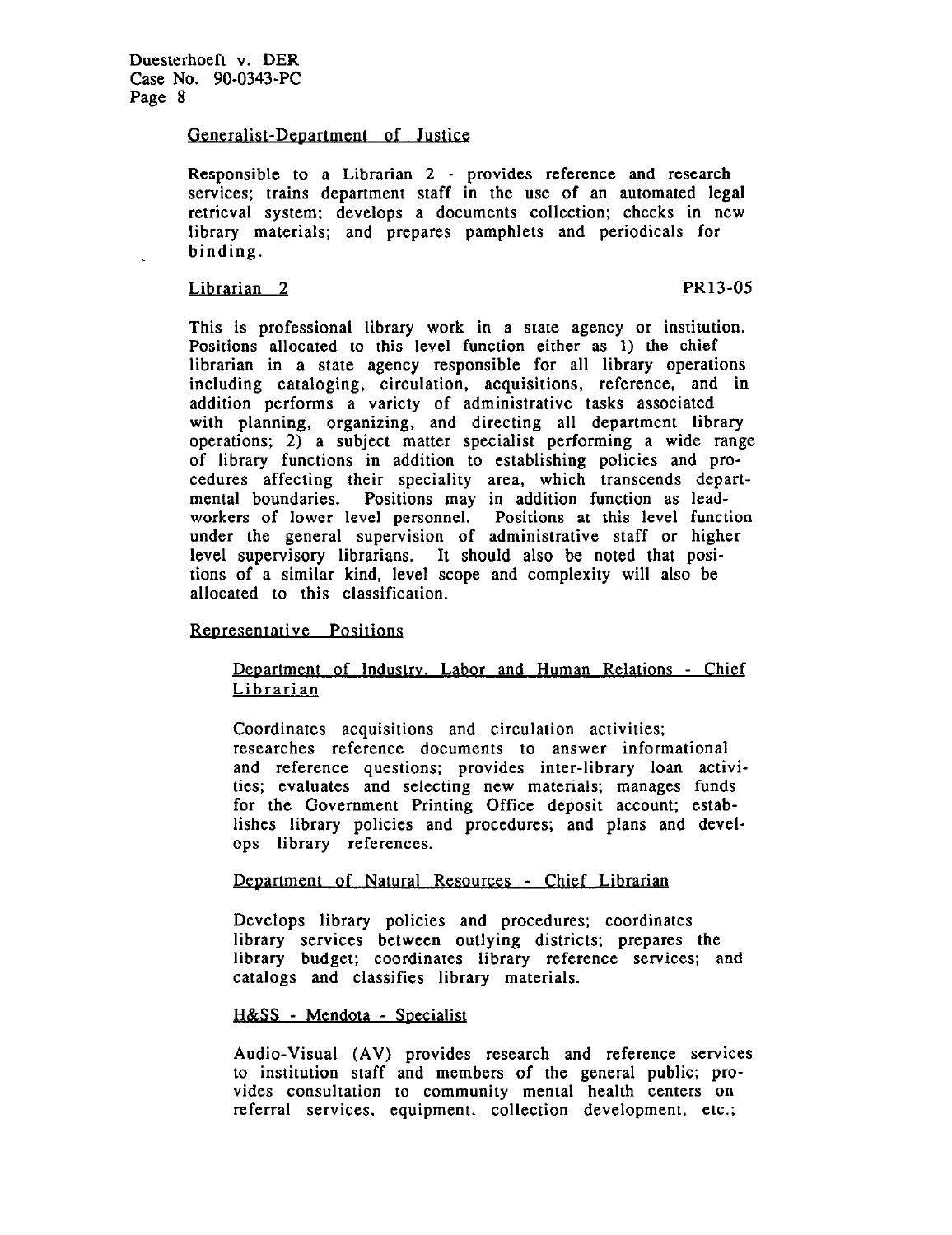<u>Generalist-Department of Justice</u>

Responsible to a Librarian 2 - provides reference and research services; trains department staff in the use of an automated legal retrieval system; develops a documents collection; checks in new library materials; and prepares pamphlets and periodicals for binding.

<u>Librarian 2</u> PR13-05

This is professional library work in a state agency or institution. Positions allocated to this level function either as 1) the chief librarian in a state agency responsible for all library operations including cataloging, circulation, acquisitions, reference, and in addition performs a variety of administrative tasks associated with planning, organizing, and directing all department library operations; 2) a subject matter specialist performing a wide range of library functions in addition to establishing policies and procedures affecting their speciality area, which transcends departmental boundaries. Positions may in addition function as leadworkers of lower level personnel. Positions at this level function under the general supervision of administrative staff or higher level supervisory librarians. It should also be noted that positions of a similar kind, level scope and complexity will also be allocated to this classification.

<u>Representative Positions</u>

<u>Department of Industry, Labor and Human Relations - Chief Librarian</u>

Coordinates acquisitions and circulation activities; researches reference documents to answer informational and reference questions; provides inter-library loan activities; evaluates and selecting new materials; manages funds for the Government Printing Office deposit account; establishes library policies and procedures; and plans and develops library references.

<u>Department of Natural Resources - Chief Librarian</u>

Develops library policies and procedures; coordinates library services between outlying districts; prepares the library budget; coordinates library reference services; and catalogs and classifies library materials.

<u>H&SS - Mendota - Specialist</u>

Audio-Visual (AV) provides research and reference services to institution staff and members of the general public; provides consultation to community mental health centers on referral services, equipment, collection development, etc.;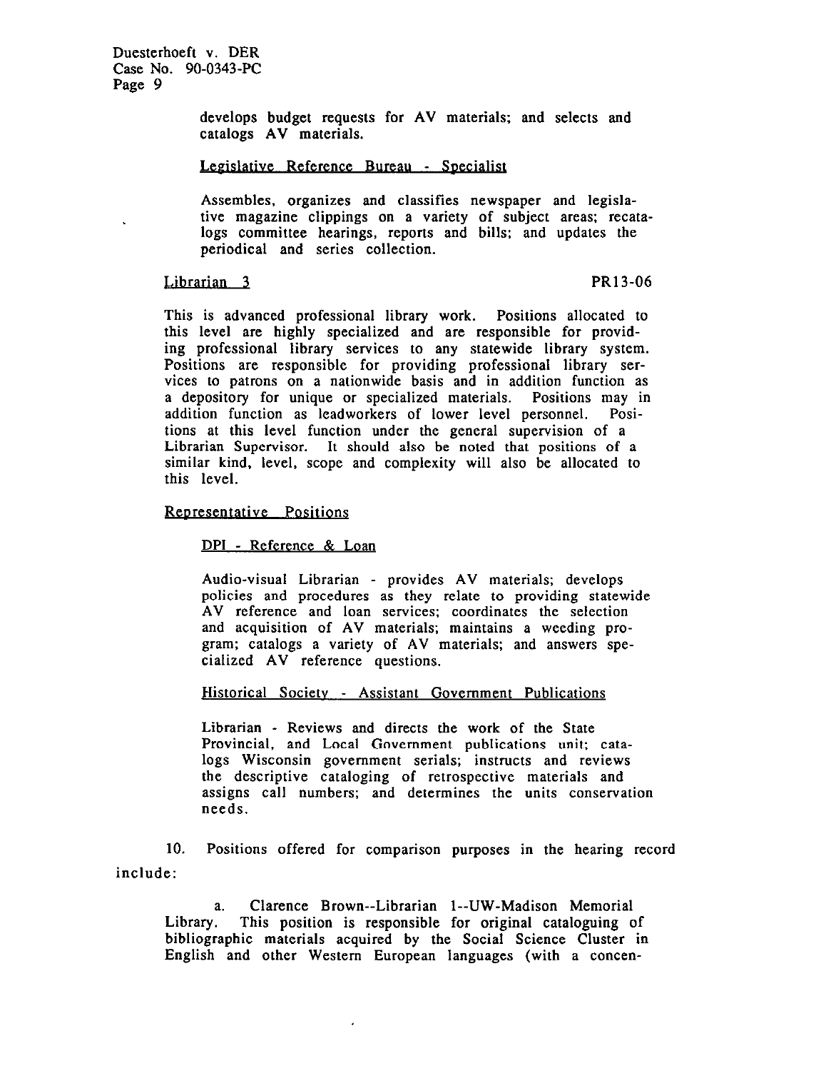develops budget requests for AV materials; and selects and catalogs AV materials.

Legislative Reference Bureau - Specialist

Assembles, organizes and classifies newspaper and legislative magazine clippings on a variety of subject areas; recatalogs committee hearings, reports and bills; and updates the periodical and series collection.

Librarian 3 PR13-06

This is advanced professional library work. Positions allocated to this level are highly specialized and are responsible for providing professional library services to any statewide library system. Positions are responsible for providing professional library services to patrons on a nationwide basis and in addition function as a depository for unique or specialized materials. Positions may in addition function as leadworkers of lower level personnel. Positions at this level function under the general supervision of a Librarian Supervisor. It should also be noted that positions of a similar kind, level, scope and complexity will also be allocated to this level.

Representative Positions

DPI - Reference & Loan

Audio-visual Librarian - provides AV materials; develops policies and procedures as they relate to providing statewide AV reference and loan services; coordinates the selection and acquisition of AV materials; maintains a weeding program; catalogs a variety of AV materials; and answers specialized AV reference questions.

Historical Society - Assistant Government Publications

Librarian - Reviews and directs the work of the State Provincial, and Local Government publications unit; catalogs Wisconsin government serials; instructs and reviews the descriptive cataloging of retrospective materials and assigns call numbers; and determines the units conservation needs.

10. Positions offered for comparison purposes in the hearing record include:

a. Clarence Brown--Librarian 1--UW-Madison Memorial Library. This position is responsible for original cataloguing of bibliographic materials acquired by the Social Science Cluster in English and other Western European languages (with a concen-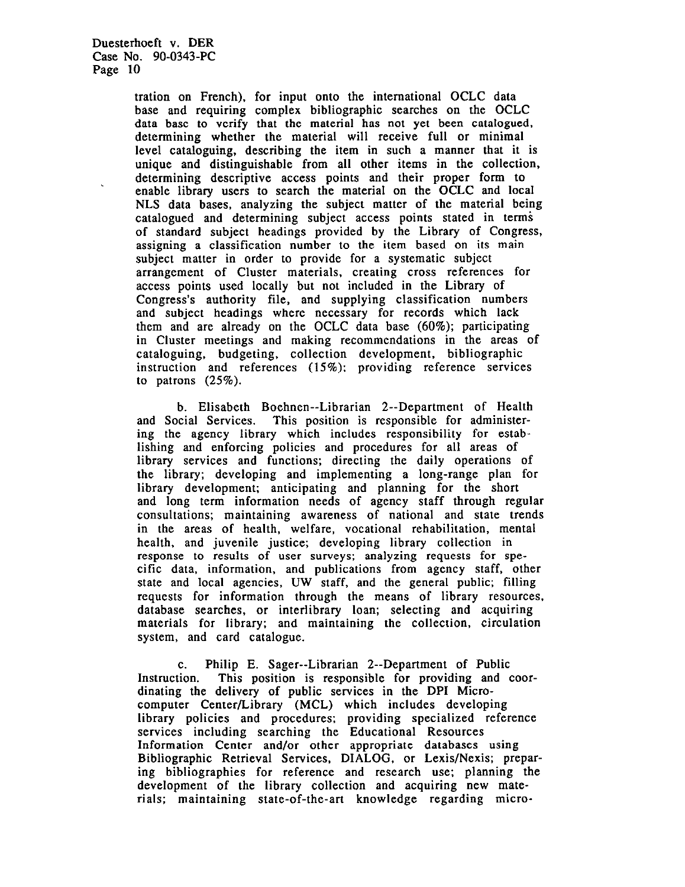tration on French), for input onto the international OCLC data base and requiring complex bibliographic searches on the OCLC data base to verify that the material has not yet been catalogued, determining whether the material will receive full or minimal level cataloguing, describing the item in such a manner that it is unique and distinguishable from all other items in the collection, determining descriptive access points and their proper form to enable library users to search the material on the OCLC and local NLS data bases, analyzing the subject matter of the material being catalogued and determining subject access points stated in terms of standard subject headings provided by the Library of Congress, assigning a classification number to the item based on its main subject matter in order to provide for a systematic subject arrangement of Cluster materials, creating cross references for access points used locally but not included in the Library of Congress's authority file, and supplying classification numbers and subject headings where necessary for records which lack them and are already on the OCLC data base (60%); participating in Cluster meetings and making recommendations in the areas of cataloguing, budgeting, collection development, bibliographic instruction and references (15%); providing reference services to patrons (25%).

b. Elisabeth Boehnen--Librarian 2--Department of Health and Social Services. This position is responsible for administering the agency library which includes responsibility for establishing and enforcing policies and procedures for all areas of library services and functions; directing the daily operations of the library; developing and implementing a long-range plan for library development; anticipating and planning for the short and long term information needs of agency staff through regular consultations; maintaining awareness of national and state trends in the areas of health, welfare, vocational rehabilitation, mental health, and juvenile justice; developing library collection in response to results of user surveys; analyzing requests for specific data, information, and publications from agency staff, other state and local agencies, UW staff, and the general public; filling requests for information through the means of library resources, database searches, or interlibrary loan; selecting and acquiring materials for library; and maintaining the collection, circulation system, and card catalogue.

c. Philip E. Sager--Librarian 2--Department of Public Instruction. This position is responsible for providing and coordinating the delivery of public services in the DPI Microcomputer Center/Library (MCL) which includes developing library policies and procedures; providing specialized reference services including searching the Educational Resources Information Center and/or other appropriate databases using Bibliographic Retrieval Services, DIALOG, or Lexis/Nexis; preparing bibliographies for reference and research use; planning the development of the library collection and acquiring new materials; maintaining state-of-the-art knowledge regarding micro-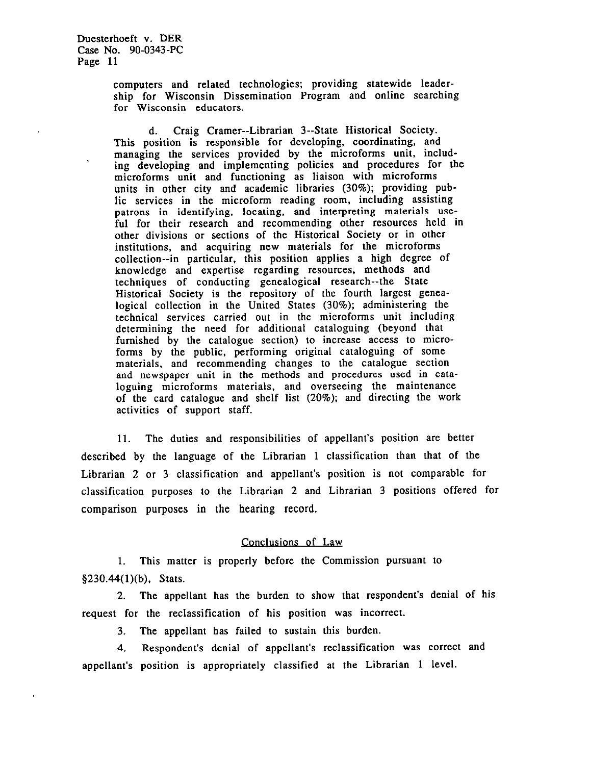computers and related technologies; providing statewide leadership for Wisconsin Dissemination Program and online searching for Wisconsin educators.

d. Craig Cramer--Librarian 3--State Historical Society. This position is responsible for developing, coordinating, and managing the services provided by the microforms unit, including developing and implementing policies and procedures for the microforms unit and functioning as liaison with microforms units in other city and academic libraries (30%); providing public services in the microform reading room, including assisting patrons in identifying, locating, and interpreting materials useful for their research and recommending other resources held in other divisions or sections of the Historical Society or in other institutions, and acquiring new materials for the microforms collection--in particular, this position applies a high degree of knowledge and expertise regarding resources, methods and techniques of conducting genealogical research--the State Historical Society is the repository of the fourth largest genealogical collection in the United States (30%); administering the technical services carried out in the microforms unit including determining the need for additional cataloguing (beyond that furnished by the catalogue section) to increase access to microforms by the public, performing original cataloguing of some materials, and recommending changes to the catalogue section and newspaper unit in the methods and procedures used in cataloguing microforms materials, and overseeing the maintenance of the card catalogue and shelf list (20%); and directing the work activities of support staff.

11. The duties and responsibilities of appellant's position are better described by the language of the Librarian 1 classification than that of the Librarian 2 or 3 classification and appellant's position is not comparable for classification purposes to the Librarian 2 and Librarian 3 positions offered for comparison purposes in the hearing record.

## Conclusions of Law

1. This matter is properly before the Commission pursuant to §230.44(1)(b), Stats.

2. The appellant has the burden to show that respondent's denial of his request for the reclassification of his position was incorrect.

3. The appellant has failed to sustain this burden.

4. Respondent's denial of appellant's reclassification was correct and appellant's position is appropriately classified at the Librarian 1 level.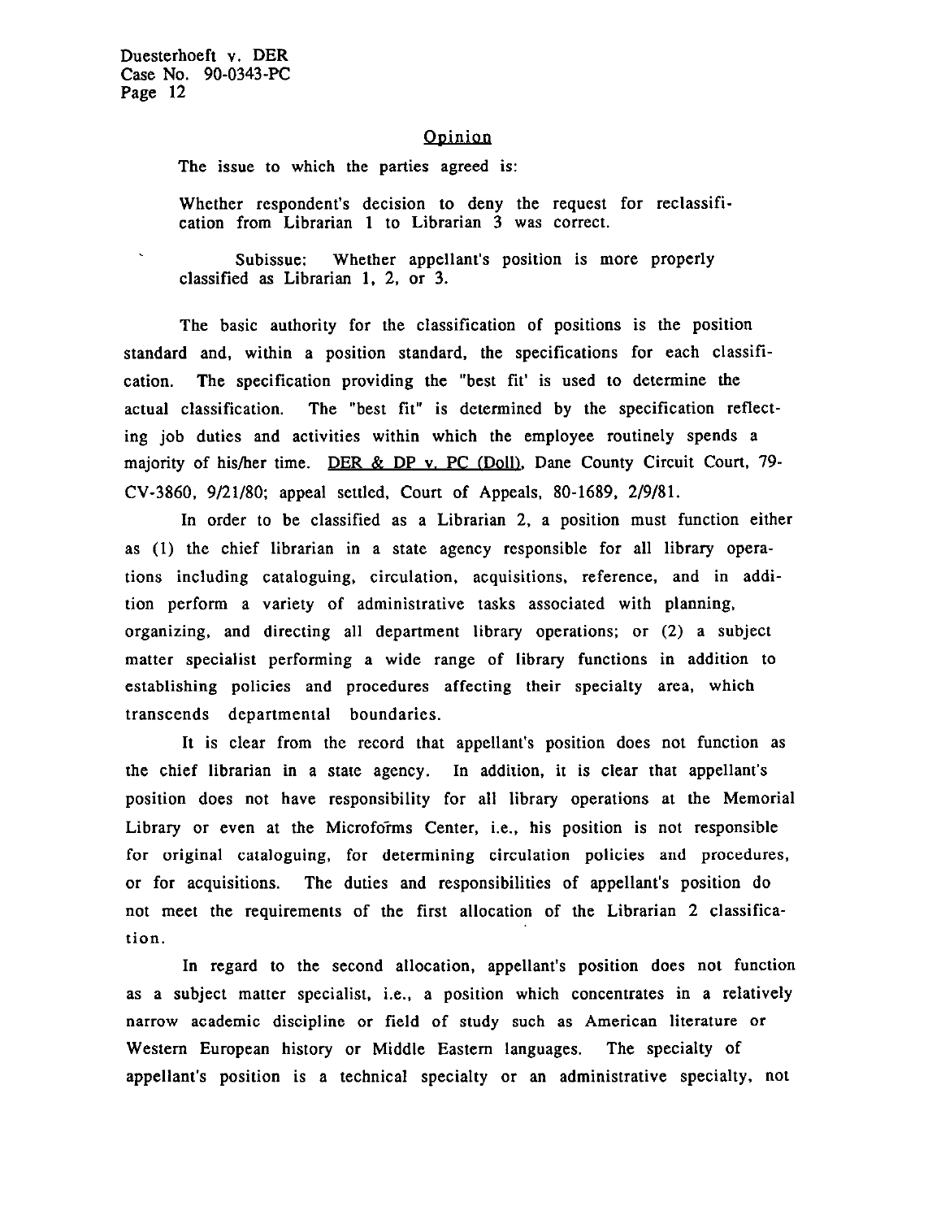## Opinion

The issue to which the parties agreed is:

> Whether respondent's decision to deny the request for reclassification from Librarian 1 to Librarian 3 was correct.
>
> Subissue: Whether appellant's position is more properly classified as Librarian 1, 2, or 3.

The basic authority for the classification of positions is the position standard and, within a position standard, the specifications for each classification. The specification providing the "best fit' is used to determine the actual classification. The "best fit" is determined by the specification reflecting job duties and activities within which the employee routinely spends a majority of his/her time. DER & DP v. PC (Doll), Dane County Circuit Court, 79-CV-3860, 9/21/80; appeal settled, Court of Appeals, 80-1689, 2/9/81.

In order to be classified as a Librarian 2, a position must function either as (1) the chief librarian in a state agency responsible for all library operations including cataloguing, circulation, acquisitions, reference, and in addition perform a variety of administrative tasks associated with planning, organizing, and directing all department library operations; or (2) a subject matter specialist performing a wide range of library functions in addition to establishing policies and procedures affecting their specialty area, which transcends departmental boundaries.

It is clear from the record that appellant's position does not function as the chief librarian in a state agency. In addition, it is clear that appellant's position does not have responsibility for all library operations at the Memorial Library or even at the Microforms Center, i.e., his position is not responsible for original cataloguing, for determining circulation policies and procedures, or for acquisitions. The duties and responsibilities of appellant's position do not meet the requirements of the first allocation of the Librarian 2 classification.

In regard to the second allocation, appellant's position does not function as a subject matter specialist, i.e., a position which concentrates in a relatively narrow academic discipline or field of study such as American literature or Western European history or Middle Eastern languages. The specialty of appellant's position is a technical specialty or an administrative specialty, not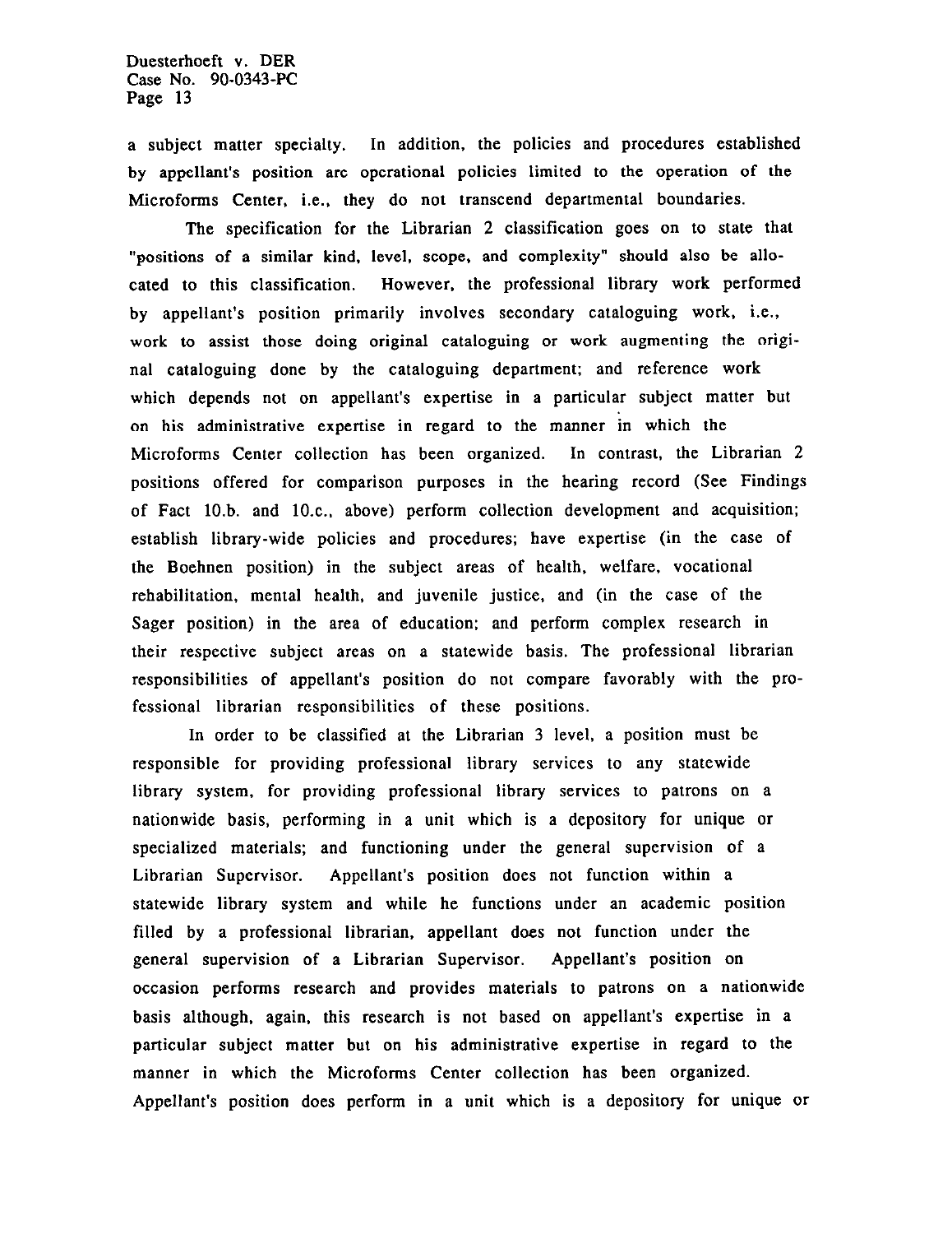a subject matter specialty. In addition, the policies and procedures established by appellant's position are operational policies limited to the operation of the Microforms Center, i.e., they do not transcend departmental boundaries.

The specification for the Librarian 2 classification goes on to state that "positions of a similar kind, level, scope, and complexity" should also be allocated to this classification. However, the professional library work performed by appellant's position primarily involves secondary cataloguing work, i.e., work to assist those doing original cataloguing or work augmenting the original cataloguing done by the cataloguing department; and reference work which depends not on appellant's expertise in a particular subject matter but on his administrative expertise in regard to the manner in which the Microforms Center collection has been organized. In contrast, the Librarian 2 positions offered for comparison purposes in the hearing record (See Findings of Fact 10.b. and 10.c., above) perform collection development and acquisition; establish library-wide policies and procedures; have expertise (in the case of the Boehnen position) in the subject areas of health, welfare, vocational rehabilitation, mental health, and juvenile justice, and (in the case of the Sager position) in the area of education; and perform complex research in their respective subject areas on a statewide basis. The professional librarian responsibilities of appellant's position do not compare favorably with the professional librarian responsibilities of these positions.

In order to be classified at the Librarian 3 level, a position must be responsible for providing professional library services to any statewide library system, for providing professional library services to patrons on a nationwide basis, performing in a unit which is a depository for unique or specialized materials; and functioning under the general supervision of a Librarian Supervisor. Appellant's position does not function within a statewide library system and while he functions under an academic position filled by a professional librarian, appellant does not function under the general supervision of a Librarian Supervisor. Appellant's position on occasion performs research and provides materials to patrons on a nationwide basis although, again, this research is not based on appellant's expertise in a particular subject matter but on his administrative expertise in regard to the manner in which the Microforms Center collection has been organized. Appellant's position does perform in a unit which is a depository for unique or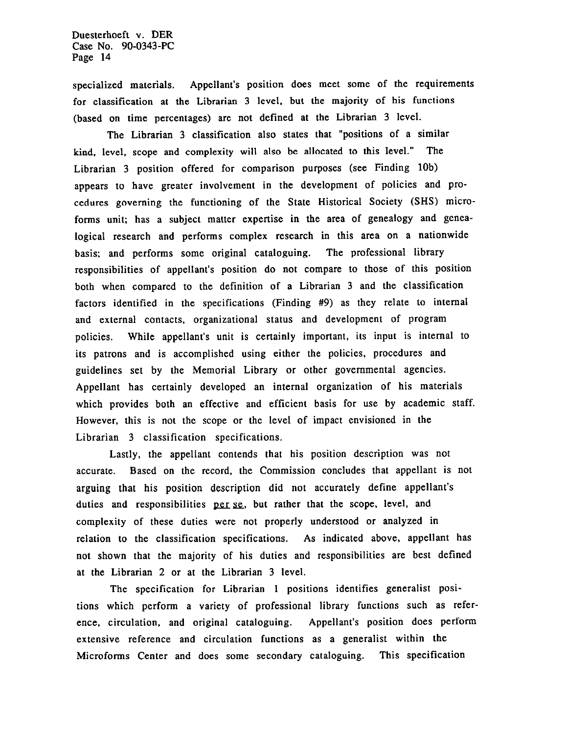specialized materials. Appellant's position does meet some of the requirements for classification at the Librarian 3 level, but the majority of his functions (based on time percentages) are not defined at the Librarian 3 level.

The Librarian 3 classification also states that "positions of a similar kind, level, scope and complexity will also be allocated to this level." The Librarian 3 position offered for comparison purposes (see Finding 10b) appears to have greater involvement in the development of policies and procedures governing the functioning of the State Historical Society (SHS) microforms unit; has a subject matter expertise in the area of genealogy and genealogical research and performs complex research in this area on a nationwide basis; and performs some original cataloguing. The professional library responsibilities of appellant's position do not compare to those of this position both when compared to the definition of a Librarian 3 and the classification factors identified in the specifications (Finding #9) as they relate to internal and external contacts, organizational status and development of program policies. While appellant's unit is certainly important, its input is internal to its patrons and is accomplished using either the policies, procedures and guidelines set by the Memorial Library or other governmental agencies. Appellant has certainly developed an internal organization of his materials which provides both an effective and efficient basis for use by academic staff. However, this is not the scope or the level of impact envisioned in the Librarian 3 classification specifications.

Lastly, the appellant contends that his position description was not accurate. Based on the record, the Commission concludes that appellant is not arguing that his position description did not accurately define appellant's duties and responsibilities *per se*, but rather that the scope, level, and complexity of these duties were not properly understood or analyzed in relation to the classification specifications. As indicated above, appellant has not shown that the majority of his duties and responsibilities are best defined at the Librarian 2 or at the Librarian 3 level.

The specification for Librarian 1 positions identifies generalist positions which perform a variety of professional library functions such as reference, circulation, and original cataloguing. Appellant's position does perform extensive reference and circulation functions as a generalist within the Microforms Center and does some secondary cataloguing. This specification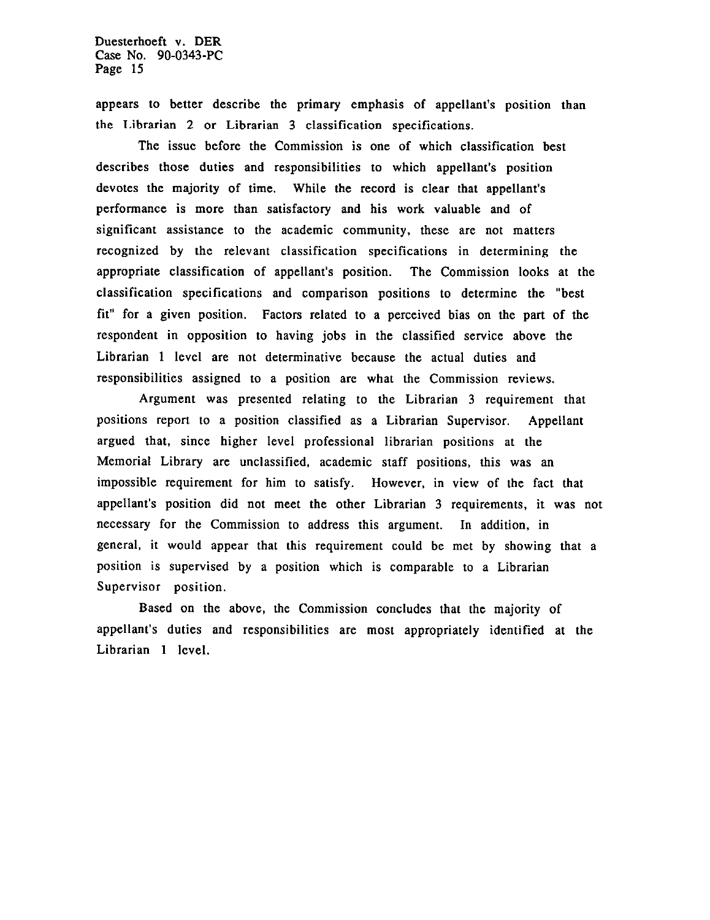appears to better describe the primary emphasis of appellant's position than the Librarian 2 or Librarian 3 classification specifications.

The issue before the Commission is one of which classification best describes those duties and responsibilities to which appellant's position devotes the majority of time. While the record is clear that appellant's performance is more than satisfactory and his work valuable and of significant assistance to the academic community, these are not matters recognized by the relevant classification specifications in determining the appropriate classification of appellant's position. The Commission looks at the classification specifications and comparison positions to determine the "best fit" for a given position. Factors related to a perceived bias on the part of the respondent in opposition to having jobs in the classified service above the Librarian 1 level are not determinative because the actual duties and responsibilities assigned to a position are what the Commission reviews.

Argument was presented relating to the Librarian 3 requirement that positions report to a position classified as a Librarian Supervisor. Appellant argued that, since higher level professional librarian positions at the Memorial Library are unclassified, academic staff positions, this was an impossible requirement for him to satisfy. However, in view of the fact that appellant's position did not meet the other Librarian 3 requirements, it was not necessary for the Commission to address this argument. In addition, in general, it would appear that this requirement could be met by showing that a position is supervised by a position which is comparable to a Librarian Supervisor position.

Based on the above, the Commission concludes that the majority of appellant's duties and responsibilities are most appropriately identified at the Librarian 1 level.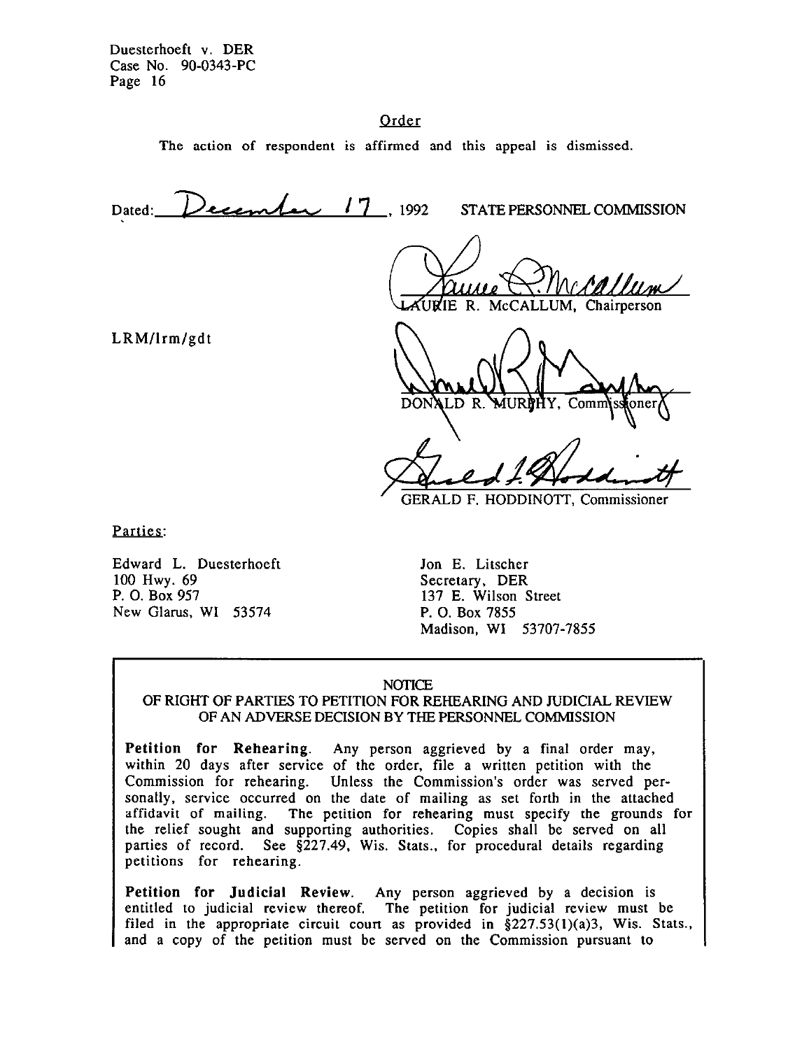## Order

The action of respondent is affirmed and this appeal is dismissed.

Dated: December 17, 1992 STATE PERSONNEL COMMISSION

LAURIE R. McCALLUM, Chairperson

LRM/lrm/gdt

DONALD R. MURPHY, Commissioner

GERALD F. HODDINOTT, Commissioner

Parties:

Edward L. Duesterhoeft
100 Hwy. 69
P. O. Box 957
New Glarus, WI 53574

Jon E. Litscher
Secretary, DER
137 E. Wilson Street
P. O. Box 7855
Madison, WI 53707-7855

NOTICE
OF RIGHT OF PARTIES TO PETITION FOR REHEARING AND JUDICIAL REVIEW OF AN ADVERSE DECISION BY THE PERSONNEL COMMISSION

**Petition for Rehearing.** Any person aggrieved by a final order may, within 20 days after service of the order, file a written petition with the Commission for rehearing. Unless the Commission's order was served personally, service occurred on the date of mailing as set forth in the attached affidavit of mailing. The petition for rehearing must specify the grounds for the relief sought and supporting authorities. Copies shall be served on all parties of record. See §227.49, Wis. Stats., for procedural details regarding petitions for rehearing.

**Petition for Judicial Review.** Any person aggrieved by a decision is entitled to judicial review thereof. The petition for judicial review must be filed in the appropriate circuit court as provided in §227.53(1)(a)3, Wis. Stats., and a copy of the petition must be served on the Commission pursuant to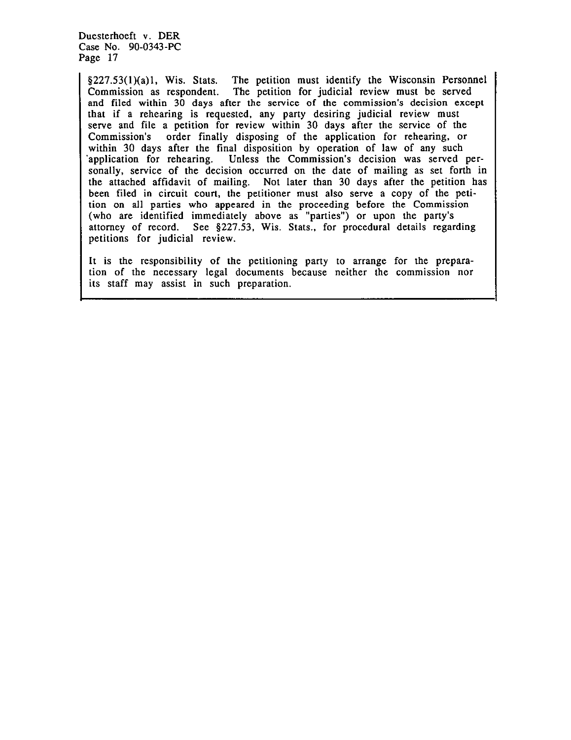§227.53(1)(a)1, Wis. Stats. The petition must identify the Wisconsin Personnel Commission as respondent. The petition for judicial review must be served and filed within 30 days after the service of the commission's decision except that if a rehearing is requested, any party desiring judicial review must serve and file a petition for review within 30 days after the service of the Commission's order finally disposing of the application for rehearing, or within 30 days after the final disposition by operation of law of any such application for rehearing. Unless the Commission's decision was served personally, service of the decision occurred on the date of mailing as set forth in the attached affidavit of mailing. Not later than 30 days after the petition has been filed in circuit court, the petitioner must also serve a copy of the petition on all parties who appeared in the proceeding before the Commission (who are identified immediately above as "parties") or upon the party's attorney of record. See §227.53, Wis. Stats., for procedural details regarding petitions for judicial review.

It is the responsibility of the petitioning party to arrange for the preparation of the necessary legal documents because neither the commission nor its staff may assist in such preparation.